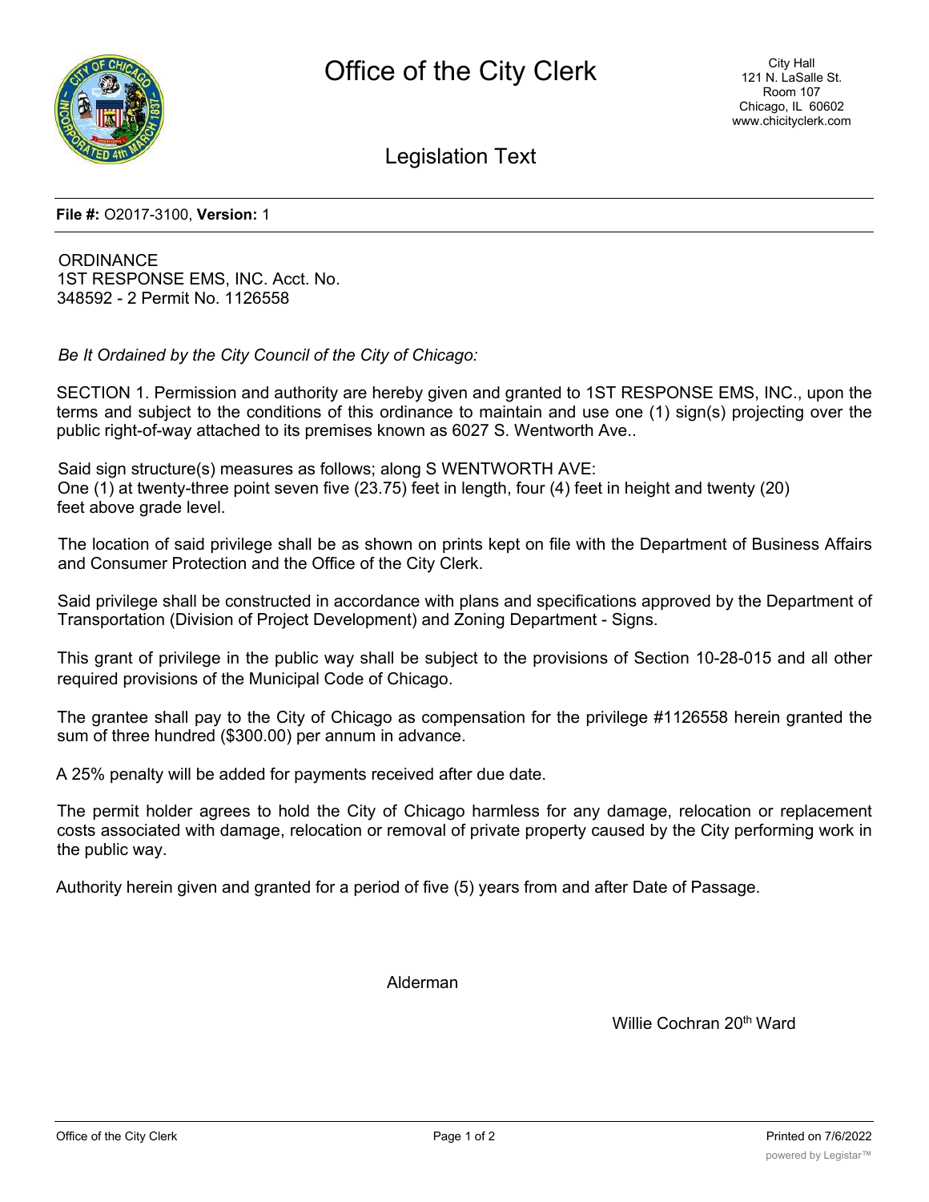# Office of the City Clerk

City Hall
121 N. LaSalle St.
Room 107
Chicago, IL 60602
www.chicityclerk.com

## Legislation Text

**File #:** O2017-3100, **Version:** 1

ORDINANCE
1ST RESPONSE EMS, INC. Acct. No. 348592 - 2 Permit No. 1126558

*Be It Ordained by the City Council of the City of Chicago:*

SECTION 1. Permission and authority are hereby given and granted to 1ST RESPONSE EMS, INC., upon the terms and subject to the conditions of this ordinance to maintain and use one (1) sign(s) projecting over the public right-of-way attached to its premises known as 6027 S. Wentworth Ave..

Said sign structure(s) measures as follows; along S WENTWORTH AVE:
One (1) at twenty-three point seven five (23.75) feet in length, four (4) feet in height and twenty (20) feet above grade level.

The location of said privilege shall be as shown on prints kept on file with the Department of Business Affairs and Consumer Protection and the Office of the City Clerk.

Said privilege shall be constructed in accordance with plans and specifications approved by the Department of Transportation (Division of Project Development) and Zoning Department - Signs.

This grant of privilege in the public way shall be subject to the provisions of Section 10-28-015 and all other required provisions of the Municipal Code of Chicago.

The grantee shall pay to the City of Chicago as compensation for the privilege #1126558 herein granted the sum of three hundred ($300.00) per annum in advance.

A 25% penalty will be added for payments received after due date.

The permit holder agrees to hold the City of Chicago harmless for any damage, relocation or replacement costs associated with damage, relocation or removal of private property caused by the City performing work in the public way.

Authority herein given and granted for a period of five (5) years from and after Date of Passage.

Alderman

Willie Cochran 20th Ward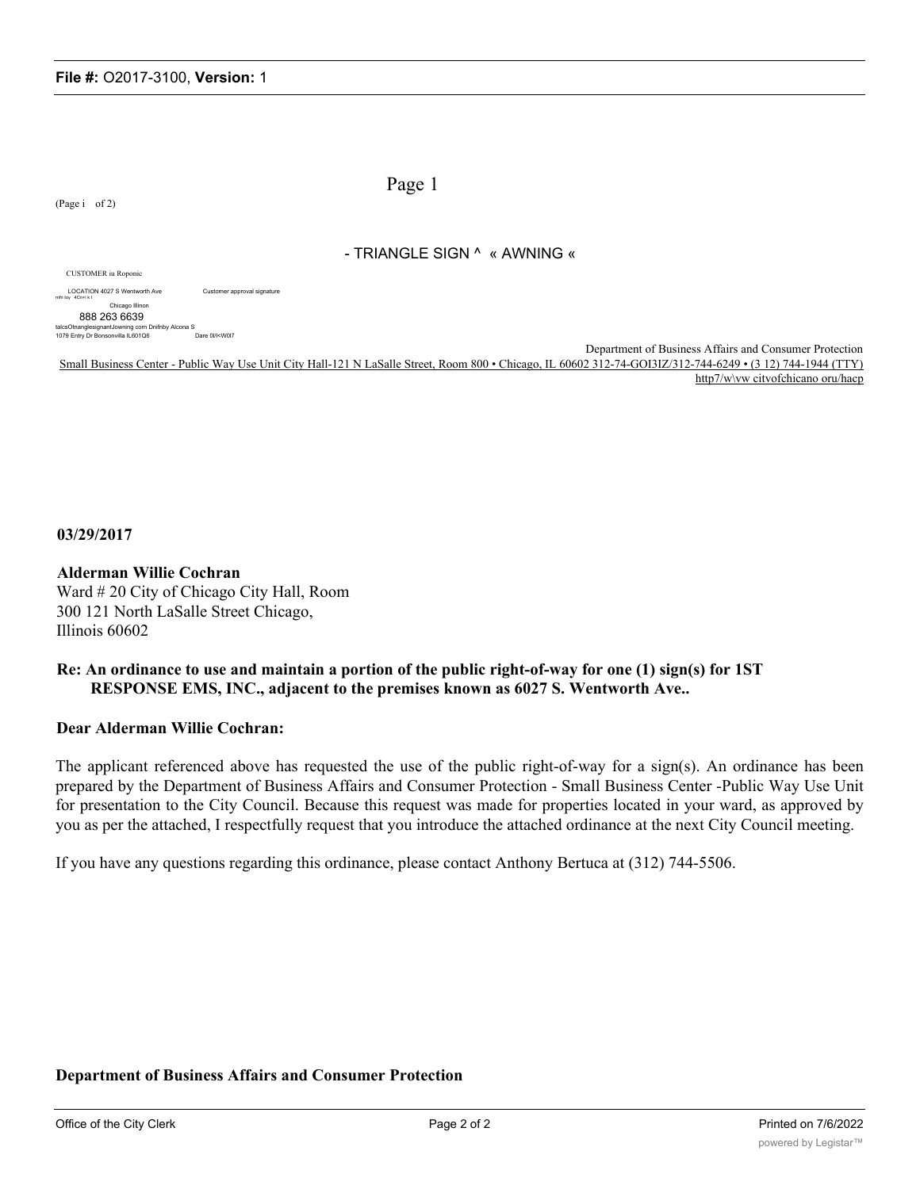Page 1

(Page i of 2)

- TRIANGLE SIGN ^ « AWNING «

CUSTOMER iu Roponic

LOCATION 4027 S Wentworth Ave Customer approval signature
mfn toy 4Cm k I

Chicago Illinon

888 263 6639

talcsOtnanglesignantJowning corn Dnifnby Alcona S

1079 Entry Dr Bonsonvilla IL601Q6 Dare 0l/l<W0l7

Department of Business Affairs and Consumer Protection

Small Business Center - Public Way Use Unit City Hall-121 N LaSalle Street, Room 800 • Chicago, IL 60602 312-74-GOI3IZ/312-744-6249 • (3 12) 744-1944 (TTY)

http7/w\vw citvofchicano oru/hacp

**03/29/2017**

**Alderman Willie Cochran**

Ward # 20 City of Chicago City Hall, Room 300 121 North LaSalle Street Chicago, Illinois 60602

**Re: An ordinance to use and maintain a portion of the public right-of-way for one (1) sign(s) for 1ST RESPONSE EMS, INC., adjacent to the premises known as 6027 S. Wentworth Ave..**

**Dear Alderman Willie Cochran:**

The applicant referenced above has requested the use of the public right-of-way for a sign(s). An ordinance has been prepared by the Department of Business Affairs and Consumer Protection - Small Business Center -Public Way Use Unit for presentation to the City Council. Because this request was made for properties located in your ward, as approved by you as per the attached, I respectfully request that you introduce the attached ordinance at the next City Council meeting.

If you have any questions regarding this ordinance, please contact Anthony Bertuca at (312) 744-5506.

**Department of Business Affairs and Consumer Protection**